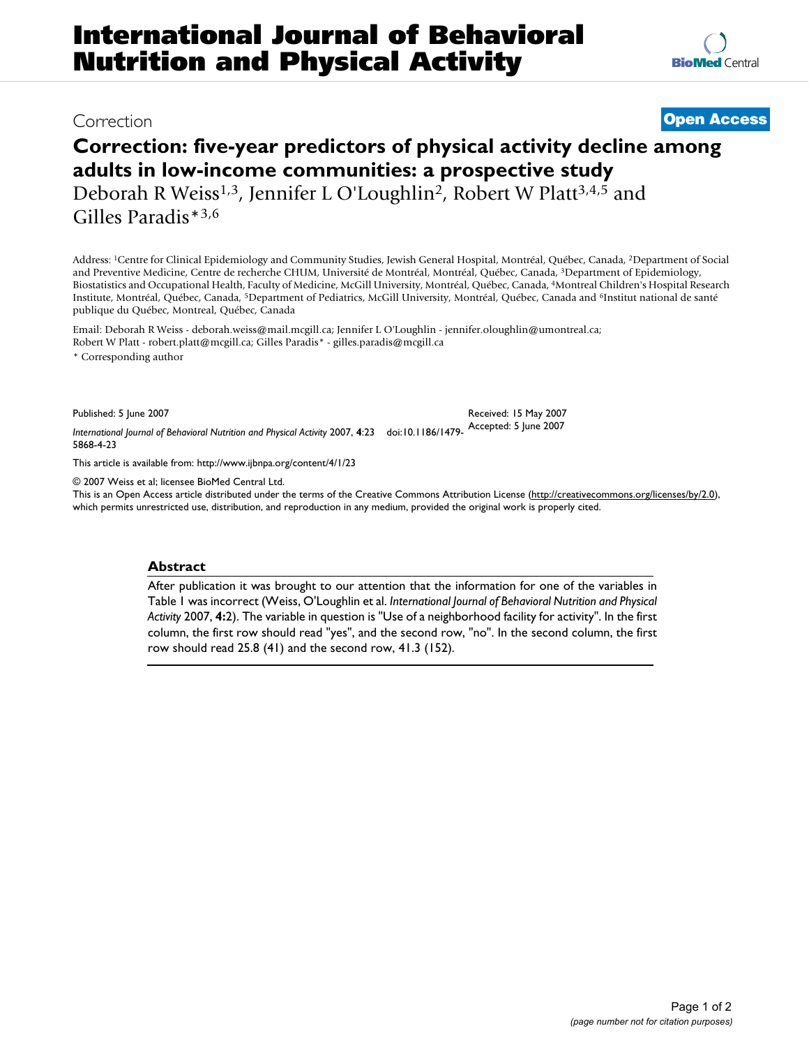# International Journal of Behavioral Nutrition and Physical Activity

Correction **Open Access**

## Correction: five-year predictors of physical activity decline among adults in low-income communities: a prospective study

Deborah R Weiss[1,3], Jennifer L O'Loughlin[2], Robert W Platt[3,4,5] and Gilles Paradis*[3,6]

Address: [1]Centre for Clinical Epidemiology and Community Studies, Jewish General Hospital, Montréal, Québec, Canada, [2]Department of Social and Preventive Medicine, Centre de recherche CHUM, Université de Montréal, Montréal, Québec, Canada, [3]Department of Epidemiology, Biostatistics and Occupational Health, Faculty of Medicine, McGill University, Montréal, Québec, Canada, [4]Montreal Children's Hospital Research Institute, Montréal, Québec, Canada, [5]Department of Pediatrics, McGill University, Montréal, Québec, Canada and [6]Institut national de santé publique du Québec, Montreal, Québec, Canada

Email: Deborah R Weiss - deborah.weiss@mail.mcgill.ca; Jennifer L O'Loughlin - jennifer.oloughlin@umontreal.ca; Robert W Platt - robert.platt@mcgill.ca; Gilles Paradis* - gilles.paradis@mcgill.ca

* Corresponding author

Published: 5 June 2007

Received: 15 May 2007

Accepted: 5 June 2007

*International Journal of Behavioral Nutrition and Physical Activity* 2007, **4**:23 doi:10.1186/1479-5868-4-23

This article is available from: http://www.ijbnpa.org/content/4/1/23

© 2007 Weiss et al; licensee BioMed Central Ltd.

This is an Open Access article distributed under the terms of the Creative Commons Attribution License (http://creativecommons.org/licenses/by/2.0), which permits unrestricted use, distribution, and reproduction in any medium, provided the original work is properly cited.

### Abstract

After publication it was brought to our attention that the information for one of the variables in Table 1 was incorrect (Weiss, O'Loughlin et al. *International Journal of Behavioral Nutrition and Physical Activity* 2007, **4:**2). The variable in question is "Use of a neighborhood facility for activity". In the first column, the first row should read "yes", and the second row, "no". In the second column, the first row should read 25.8 (41) and the second row, 41.3 (152).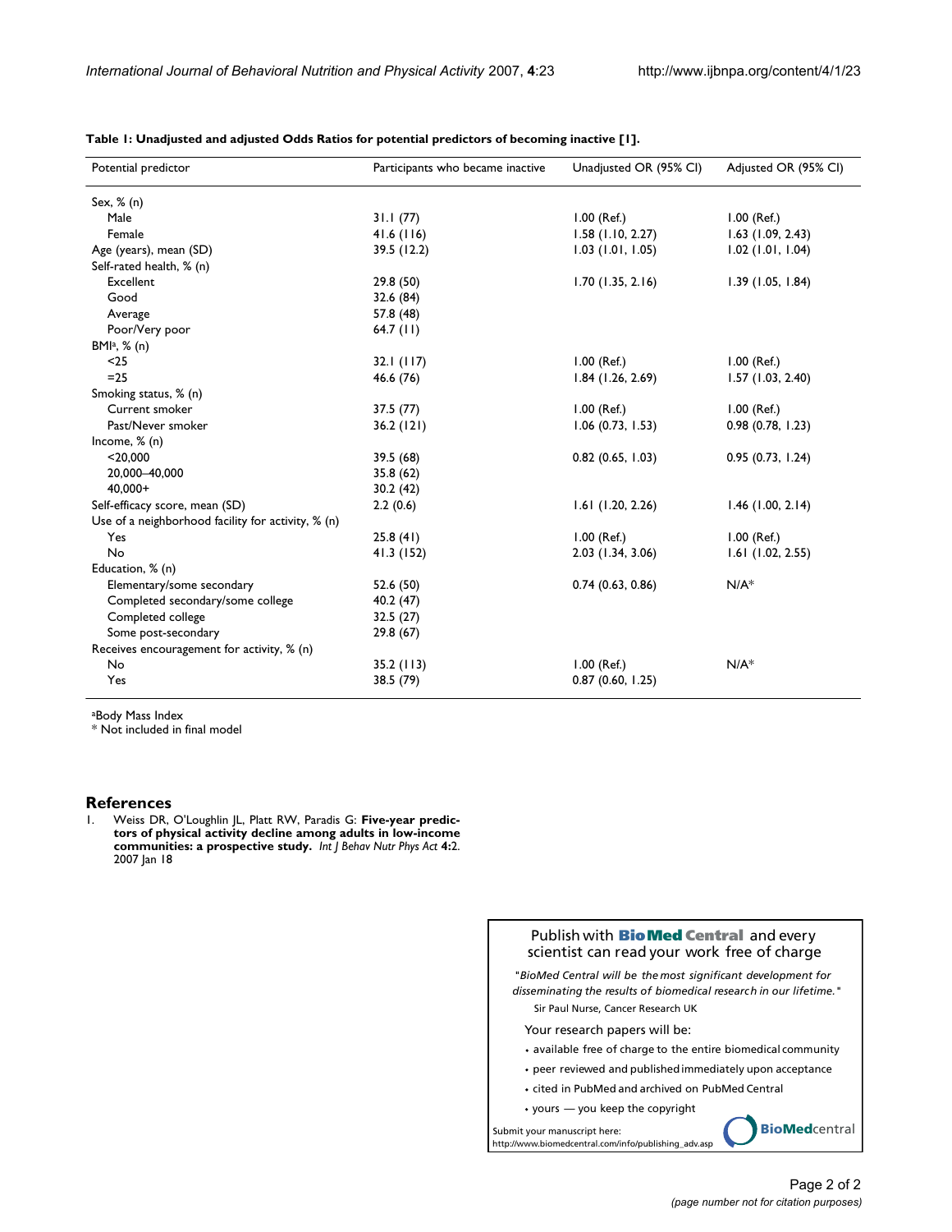**Table 1: Unadjusted and adjusted Odds Ratios for potential predictors of becoming inactive [1].**

| Potential predictor | Participants who became inactive | Unadjusted OR (95% CI) | Adjusted OR (95% CI) |
| --- | --- | --- | --- |
| Sex, % (n) | | | |
| Male | 31.1 (77) | 1.00 (Ref.) | 1.00 (Ref.) |
| Female | 41.6 (116) | 1.58 (1.10, 2.27) | 1.63 (1.09, 2.43) |
| Age (years), mean (SD) | 39.5 (12.2) | 1.03 (1.01, 1.05) | 1.02 (1.01, 1.04) |
| Self-rated health, % (n) | | | |
| Excellent | 29.8 (50) | 1.70 (1.35, 2.16) | 1.39 (1.05, 1.84) |
| Good | 32.6 (84) | | |
| Average | 57.8 (48) | | |
| Poor/Very poor | 64.7 (11) | | |
| BMI[a], % (n) | | | |
| <25 | 32.1 (117) | 1.00 (Ref.) | 1.00 (Ref.) |
| =25 | 46.6 (76) | 1.84 (1.26, 2.69) | 1.57 (1.03, 2.40) |
| Smoking status, % (n) | | | |
| Current smoker | 37.5 (77) | 1.00 (Ref.) | 1.00 (Ref.) |
| Past/Never smoker | 36.2 (121) | 1.06 (0.73, 1.53) | 0.98 (0.78, 1.23) |
| Income, % (n) | | | |
| <20,000 | 39.5 (68) | 0.82 (0.65, 1.03) | 0.95 (0.73, 1.24) |
| 20,000–40,000 | 35.8 (62) | | |
| 40,000+ | 30.2 (42) | | |
| Self-efficacy score, mean (SD) | 2.2 (0.6) | 1.61 (1.20, 2.26) | 1.46 (1.00, 2.14) |
| Use of a neighborhood facility for activity, % (n) | | | |
| Yes | 25.8 (41) | 1.00 (Ref.) | 1.00 (Ref.) |
| No | 41.3 (152) | 2.03 (1.34, 3.06) | 1.61 (1.02, 2.55) |
| Education, % (n) | | | |
| Elementary/some secondary | 52.6 (50) | 0.74 (0.63, 0.86) | N/A* |
| Completed secondary/some college | 40.2 (47) | | |
| Completed college | 32.5 (27) | | |
| Some post-secondary | 29.8 (67) | | |
| Receives encouragement for activity, % (n) | | | |
| No | 35.2 (113) | 1.00 (Ref.) | N/A* |
| Yes | 38.5 (79) | 0.87 (0.60, 1.25) | |

[a]Body Mass Index
* Not included in final model

## References

1. Weiss DR, O'Loughlin JL, Platt RW, Paradis G: **Five-year predictors of physical activity decline among adults in low-income communities: a prospective study.** *Int J Behav Nutr Phys Act* **4**:2. 2007 Jan 18

Publish with **BioMed Central** and every scientist can read your work free of charge

*"BioMed Central will be the most significant development for disseminating the results of biomedical research in our lifetime."*
Sir Paul Nurse, Cancer Research UK

Your research papers will be:

- available free of charge to the entire biomedical community
- peer reviewed and published immediately upon acceptance
- cited in PubMed and archived on PubMed Central
- yours — you keep the copyright

Submit your manuscript here:
http://www.biomedcentral.com/info/publishing_adv.asp

BioMedcentral